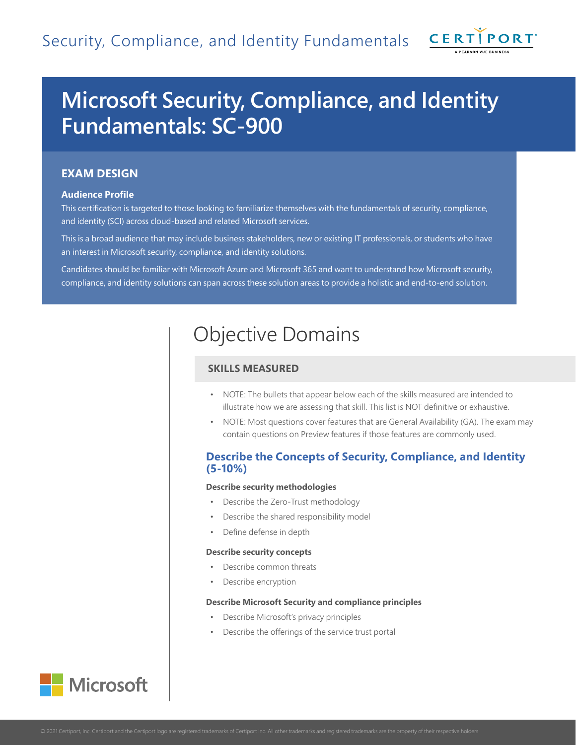# Microsoft Security, Compliance, and Identity Fundamentals: SC-900

## EXAM DESIGN

### Audience Profile

This certification is targeted to those looking to familiarize themselves with the fundamentals of security, compliance, and identity (SCI) across cloud-based and related Microsoft services.

This is a broad audience that may include business stakeholders, new or existing IT professionals, or students who have an interest in Microsoft security, compliance, and identity solutions.

Candidates should be familiar with Microsoft Azure and Microsoft 365 and want to understand how Microsoft security, compliance, and identity solutions can span across these solution areas to provide a holistic and end-to-end solution.

# Objective Domains

## SKILLS MEASURED

- NOTE: The bullets that appear below each of the skills measured are intended to illustrate how we are assessing that skill. This list is NOT definitive or exhaustive.
- NOTE: Most questions cover features that are General Availability (GA). The exam may contain questions on Preview features if those features are commonly used.

### Describe the Concepts of Security, Compliance, and Identity (5-10%)

**Describe security methodologies**

- Describe the Zero-Trust methodology
- Describe the shared responsibility model
- Define defense in depth

**Describe security concepts**

- Describe common threats
- Describe encryption

**Describe Microsoft Security and compliance principles**

- Describe Microsoft's privacy principles
- Describe the offerings of the service trust portal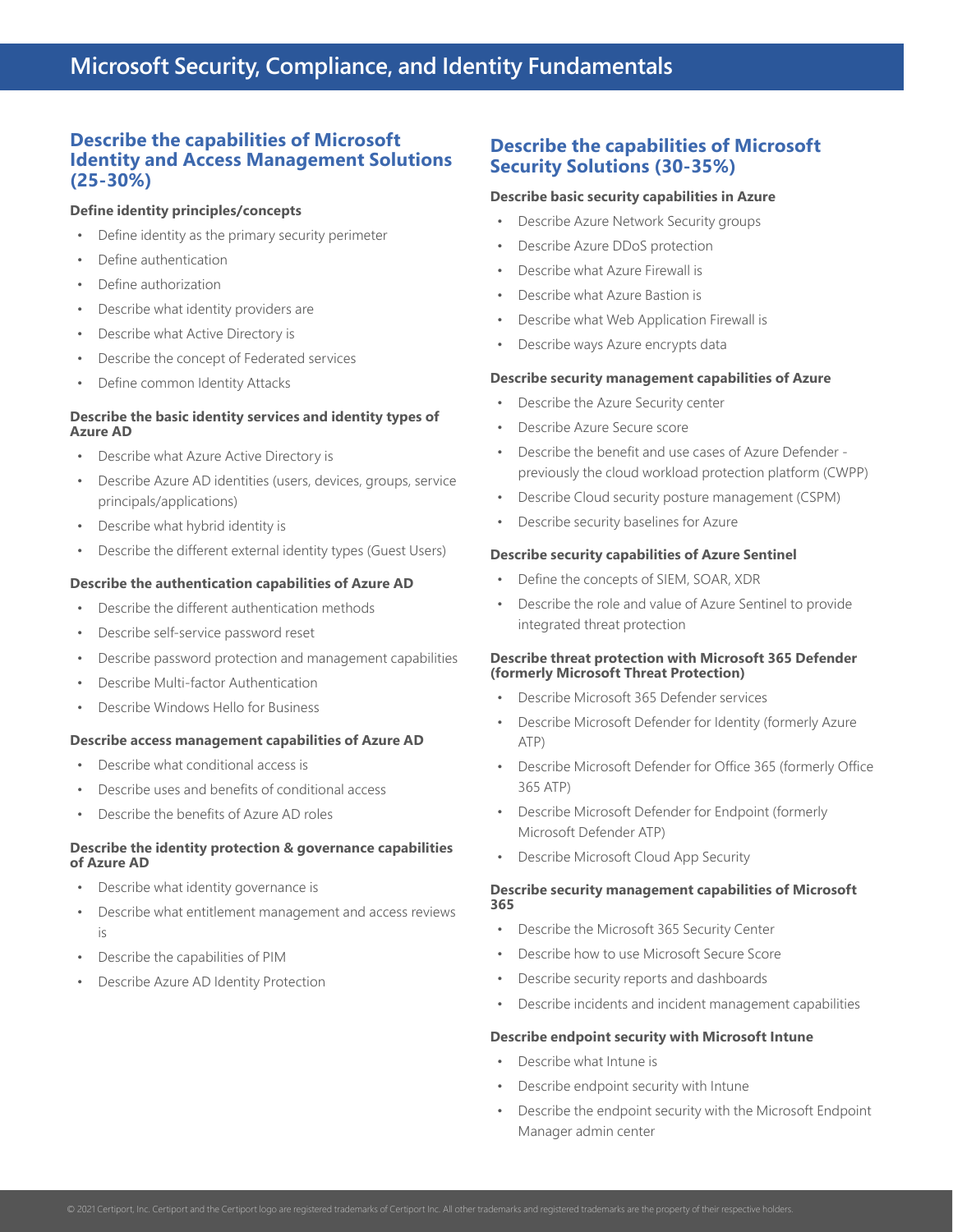# Microsoft Security, Compliance, and Identity Fundamentals

## Describe the capabilities of Microsoft Identity and Access Management Solutions (25-30%)

### Define identity principles/concepts

- Define identity as the primary security perimeter
- Define authentication
- Define authorization
- Describe what identity providers are
- Describe what Active Directory is
- Describe the concept of Federated services
- Define common Identity Attacks

### Describe the basic identity services and identity types of Azure AD

- Describe what Azure Active Directory is
- Describe Azure AD identities (users, devices, groups, service principals/applications)
- Describe what hybrid identity is
- Describe the different external identity types (Guest Users)

### Describe the authentication capabilities of Azure AD

- Describe the different authentication methods
- Describe self-service password reset
- Describe password protection and management capabilities
- Describe Multi-factor Authentication
- Describe Windows Hello for Business

### Describe access management capabilities of Azure AD

- Describe what conditional access is
- Describe uses and benefits of conditional access
- Describe the benefits of Azure AD roles

### Describe the identity protection & governance capabilities of Azure AD

- Describe what identity governance is
- Describe what entitlement management and access reviews is
- Describe the capabilities of PIM
- Describe Azure AD Identity Protection

## Describe the capabilities of Microsoft Security Solutions (30-35%)

### Describe basic security capabilities in Azure

- Describe Azure Network Security groups
- Describe Azure DDoS protection
- Describe what Azure Firewall is
- Describe what Azure Bastion is
- Describe what Web Application Firewall is
- Describe ways Azure encrypts data

### Describe security management capabilities of Azure

- Describe the Azure Security center
- Describe Azure Secure score
- Describe the benefit and use cases of Azure Defender - previously the cloud workload protection platform (CWPP)
- Describe Cloud security posture management (CSPM)
- Describe security baselines for Azure

### Describe security capabilities of Azure Sentinel

- Define the concepts of SIEM, SOAR, XDR
- Describe the role and value of Azure Sentinel to provide integrated threat protection

### Describe threat protection with Microsoft 365 Defender (formerly Microsoft Threat Protection)

- Describe Microsoft 365 Defender services
- Describe Microsoft Defender for Identity (formerly Azure ATP)
- Describe Microsoft Defender for Office 365 (formerly Office 365 ATP)
- Describe Microsoft Defender for Endpoint (formerly Microsoft Defender ATP)
- Describe Microsoft Cloud App Security

### Describe security management capabilities of Microsoft 365

- Describe the Microsoft 365 Security Center
- Describe how to use Microsoft Secure Score
- Describe security reports and dashboards
- Describe incidents and incident management capabilities

### Describe endpoint security with Microsoft Intune

- Describe what Intune is
- Describe endpoint security with Intune
- Describe the endpoint security with the Microsoft Endpoint Manager admin center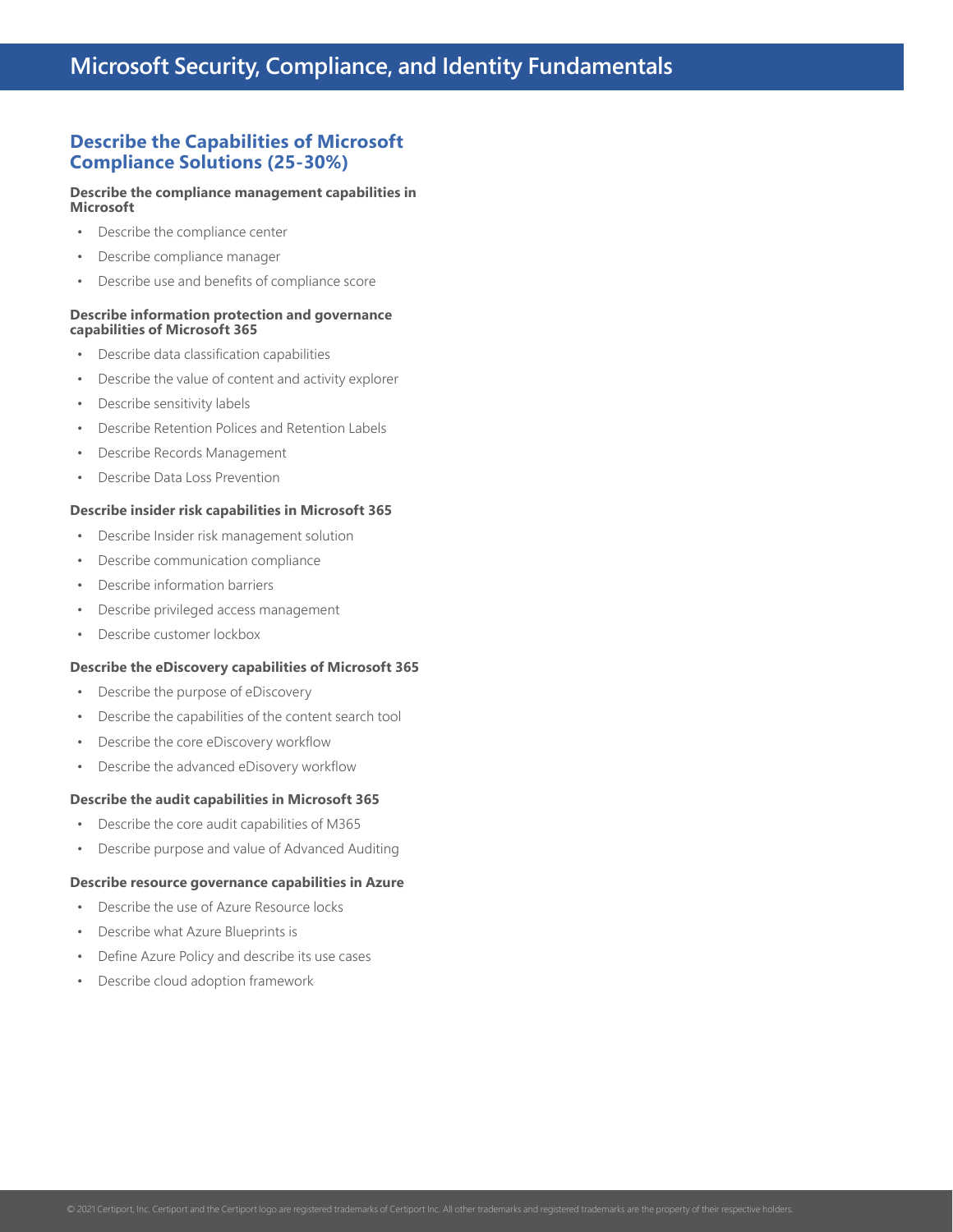## Describe the Capabilities of Microsoft Compliance Solutions (25-30%)

**Describe the compliance management capabilities in Microsoft**

- Describe the compliance center
- Describe compliance manager
- Describe use and benefits of compliance score

**Describe information protection and governance capabilities of Microsoft 365**

- Describe data classification capabilities
- Describe the value of content and activity explorer
- Describe sensitivity labels
- Describe Retention Polices and Retention Labels
- Describe Records Management
- Describe Data Loss Prevention

**Describe insider risk capabilities in Microsoft 365**

- Describe Insider risk management solution
- Describe communication compliance
- Describe information barriers
- Describe privileged access management
- Describe customer lockbox

**Describe the eDiscovery capabilities of Microsoft 365**

- Describe the purpose of eDiscovery
- Describe the capabilities of the content search tool
- Describe the core eDiscovery workflow
- Describe the advanced eDisovery workflow

**Describe the audit capabilities in Microsoft 365**

- Describe the core audit capabilities of M365
- Describe purpose and value of Advanced Auditing

**Describe resource governance capabilities in Azure**

- Describe the use of Azure Resource locks
- Describe what Azure Blueprints is
- Define Azure Policy and describe its use cases
- Describe cloud adoption framework